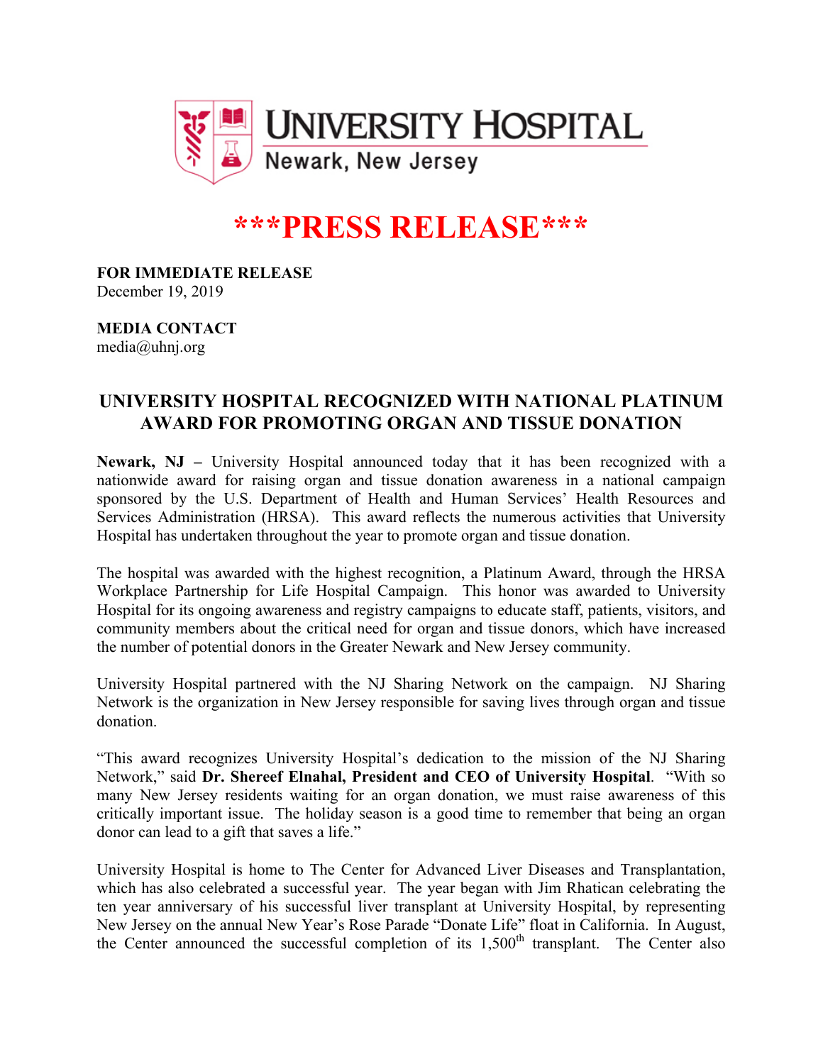UNIVERSITY HOSPITAL
Newark, New Jersey

# ***PRESS RELEASE***

**FOR IMMEDIATE RELEASE**
December 19, 2019

**MEDIA CONTACT**
media@uhnj.org

## UNIVERSITY HOSPITAL RECOGNIZED WITH NATIONAL PLATINUM AWARD FOR PROMOTING ORGAN AND TISSUE DONATION

**Newark, NJ –** University Hospital announced today that it has been recognized with a nationwide award for raising organ and tissue donation awareness in a national campaign sponsored by the U.S. Department of Health and Human Services' Health Resources and Services Administration (HRSA). This award reflects the numerous activities that University Hospital has undertaken throughout the year to promote organ and tissue donation.

The hospital was awarded with the highest recognition, a Platinum Award, through the HRSA Workplace Partnership for Life Hospital Campaign. This honor was awarded to University Hospital for its ongoing awareness and registry campaigns to educate staff, patients, visitors, and community members about the critical need for organ and tissue donors, which have increased the number of potential donors in the Greater Newark and New Jersey community.

University Hospital partnered with the NJ Sharing Network on the campaign. NJ Sharing Network is the organization in New Jersey responsible for saving lives through organ and tissue donation.

"This award recognizes University Hospital's dedication to the mission of the NJ Sharing Network," said **Dr. Shereef Elnahal, President and CEO of University Hospital**. "With so many New Jersey residents waiting for an organ donation, we must raise awareness of this critically important issue. The holiday season is a good time to remember that being an organ donor can lead to a gift that saves a life."

University Hospital is home to The Center for Advanced Liver Diseases and Transplantation, which has also celebrated a successful year. The year began with Jim Rhatican celebrating the ten year anniversary of his successful liver transplant at University Hospital, by representing New Jersey on the annual New Year's Rose Parade "Donate Life" float in California. In August, the Center announced the successful completion of its 1,500th transplant. The Center also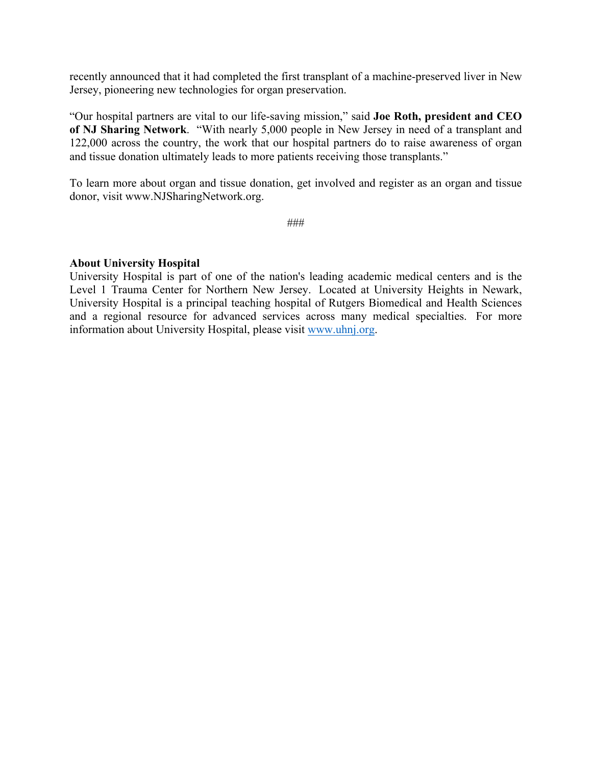recently announced that it had completed the first transplant of a machine-preserved liver in New Jersey, pioneering new technologies for organ preservation.

"Our hospital partners are vital to our life-saving mission," said **Joe Roth, president and CEO of NJ Sharing Network**. "With nearly 5,000 people in New Jersey in need of a transplant and 122,000 across the country, the work that our hospital partners do to raise awareness of organ and tissue donation ultimately leads to more patients receiving those transplants."

To learn more about organ and tissue donation, get involved and register as an organ and tissue donor, visit www.NJSharingNetwork.org.

###

**About University Hospital**

University Hospital is part of one of the nation's leading academic medical centers and is the Level 1 Trauma Center for Northern New Jersey. Located at University Heights in Newark, University Hospital is a principal teaching hospital of Rutgers Biomedical and Health Sciences and a regional resource for advanced services across many medical specialties. For more information about University Hospital, please visit www.uhnj.org.